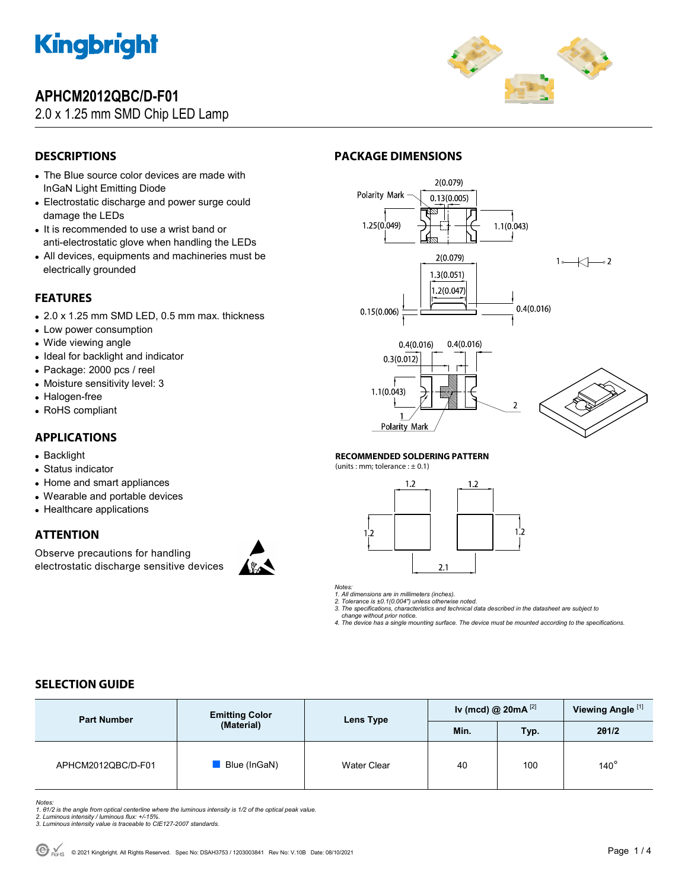# APHCM2012QBC/D-F01

2.0 x 1.25 mm SMD Chip LED Lamp

## DESCRIPTIONS

- The Blue source color devices are made with InGaN Light Emitting Diode
- Electrostatic discharge and power surge could damage the LEDs
- It is recommended to use a wrist band or anti-electrostatic glove when handling the LEDs
- All devices, equipments and machineries must be electrically grounded

## FEATURES

- 2.0 x 1.25 mm SMD LED, 0.5 mm max. thickness
- Low power consumption
- Wide viewing angle
- Ideal for backlight and indicator
- Package: 2000 pcs / reel
- Moisture sensitivity level: 3
- Halogen-free
- RoHS compliant

## APPLICATIONS

- Backlight
- Status indicator
- Home and smart appliances
- Wearable and portable devices
- Healthcare applications

## ATTENTION

Observe precautions for handling electrostatic discharge sensitive devices

## PACKAGE DIMENSIONS

### RECOMMENDED SOLDERING PATTERN

(units : mm; tolerance : ± 0.1)

*Notes:*
*1. All dimensions are in millimeters (inches).*
*2. Tolerance is ±0.1(0.004") unless otherwise noted.*
*3. The specifications, characteristics and technical data described in the datasheet are subject to change without prior notice.*
*4. The device has a single mounting surface. The device must be mounted according to the specifications.*

## SELECTION GUIDE

| Part Number | Emitting Color (Material) | Lens Type | Iv (mcd) @ 20mA [2] | | Viewing Angle [1] |
|---|---|---|---|---|---|
| | | | Min. | Typ. | 2θ1/2 |
| APHCM2012QBC/D-F01 | Blue (InGaN) | Water Clear | 40 | 100 | 140° |

*Notes:*
*1. θ1/2 is the angle from optical centerline where the luminous intensity is 1/2 of the optical peak value.*
*2. Luminous intensity / luminous flux: +/-15%.*
*3. Luminous intensity value is traceable to CIE127-2007 standards.*

© 2021 Kingbright. All Rights Reserved. Spec No: DSAH3753 / 1203003841 Rev No: V.10B Date: 08/10/2021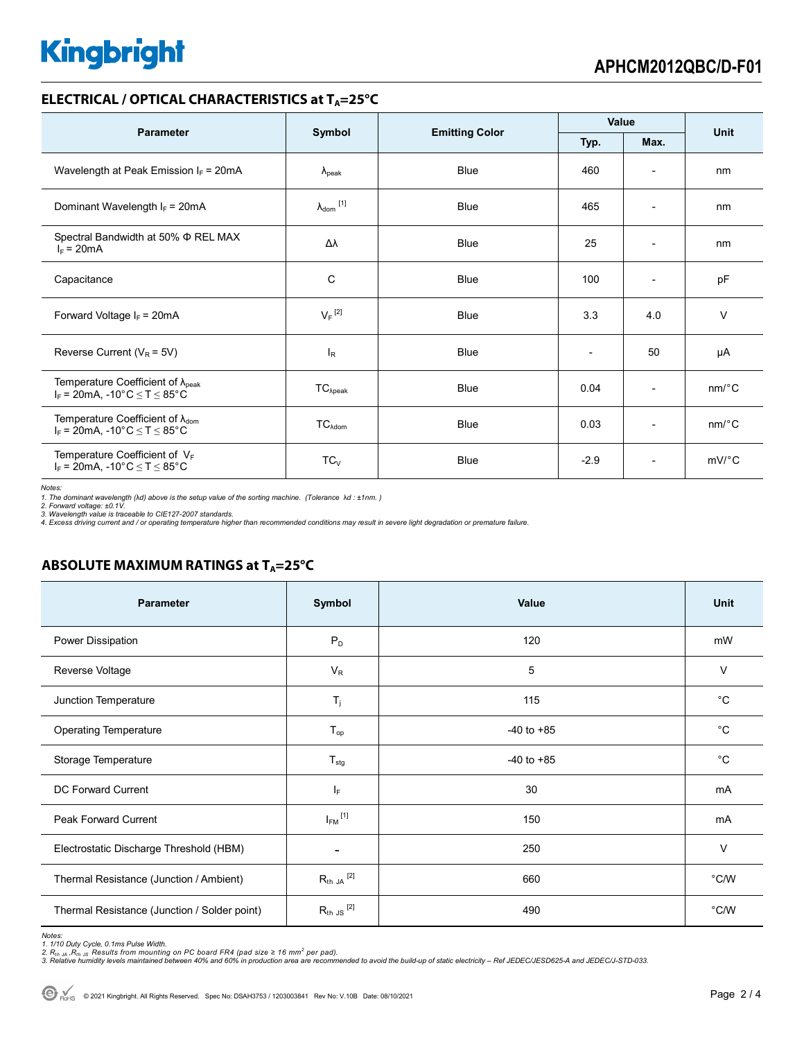## ELECTRICAL / OPTICAL CHARACTERISTICS at $T_A$=25°C

| Parameter | Symbol | Emitting Color | Value | | Unit |
|---|---|---|---|---|---|
| | | | Typ. | Max. | |
| Wavelength at Peak Emission $I_F$ = 20mA | $\lambda_{peak}$ | Blue | 460 | - | nm |
| Dominant Wavelength $I_F$ = 20mA | $\lambda_{dom}$ [1] | Blue | 465 | - | nm |
| Spectral Bandwidth at 50% Φ REL MAX $I_F$ = 20mA | Δλ | Blue | 25 | - | nm |
| Capacitance | C | Blue | 100 | - | pF |
| Forward Voltage $I_F$ = 20mA | $V_F$ [2] | Blue | 3.3 | 4.0 | V |
| Reverse Current ($V_R$ = 5V) | $I_R$ | Blue | - | 50 | μA |
| Temperature Coefficient of $\lambda_{peak}$ $I_F$ = 20mA, -10°C ≤ T ≤ 85°C | $TC_{\lambda peak}$ | Blue | 0.04 | - | nm/°C |
| Temperature Coefficient of $\lambda_{dom}$ $I_F$ = 20mA, -10°C ≤ T ≤ 85°C | $TC_{\lambda dom}$ | Blue | 0.03 | - | nm/°C |
| Temperature Coefficient of $V_F$ $I_F$ = 20mA, -10°C ≤ T ≤ 85°C | $TC_V$ | Blue | -2.9 | - | mV/°C |

*Notes:*
*1. The dominant wavelength (λd) above is the setup value of the sorting machine. (Tolerance λd : ±1nm. )*
*2. Forward voltage: ±0.1V.*
*3. Wavelength value is traceable to CIE127-2007 standards.*
*4. Excess driving current and / or operating temperature higher than recommended conditions may result in severe light degradation or premature failure.*

## ABSOLUTE MAXIMUM RATINGS at $T_A$=25°C

| Parameter | Symbol | Value | Unit |
|---|---|---|---|
| Power Dissipation | $P_D$ | 120 | mW |
| Reverse Voltage | $V_R$ | 5 | V |
| Junction Temperature | $T_j$ | 115 | °C |
| Operating Temperature | $T_{op}$ | -40 to +85 | °C |
| Storage Temperature | $T_{stg}$ | -40 to +85 | °C |
| DC Forward Current | $I_F$ | 30 | mA |
| Peak Forward Current | $I_{FM}$ [1] | 150 | mA |
| Electrostatic Discharge Threshold (HBM) | - | 250 | V |
| Thermal Resistance (Junction / Ambient) | $R_{th\ JA}$ [2] | 660 | °C/W |
| Thermal Resistance (Junction / Solder point) | $R_{th\ JS}$ [2] | 490 | °C/W |

*Notes:*
*1. 1/10 Duty Cycle, 0.1ms Pulse Width.*
*2. $R_{th\ JA}$ ,$R_{th\ JS}$ Results from mounting on PC board FR4 (pad size ≥ 16 $mm^2$ per pad).*
*3. Relative humidity levels maintained between 40% and 60% in production area are recommended to avoid the build-up of static electricity – Ref JEDEC/JESD625-A and JEDEC/J-STD-033.*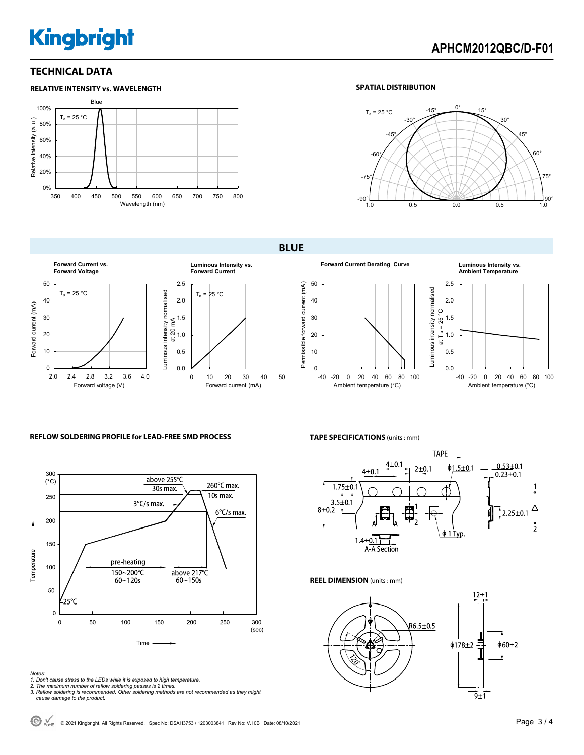## TECHNICAL DATA

### RELATIVE INTENSITY vs. WAVELENGTH

### SPATIAL DISTRIBUTION

## BLUE

**Forward Current vs. Forward Voltage**

**Luminous Intensity vs. Forward Current**

**Forward Current Derating Curve**

**Luminous Intensity vs. Ambient Temperature**

### REFLOW SOLDERING PROFILE for LEAD-FREE SMD PROCESS

### TAPE SPECIFICATIONS (units : mm)

### REEL DIMENSION (units : mm)

*Notes:*
*1. Don't cause stress to the LEDs while it is exposed to high temperature.*
*2. The maximum number of reflow soldering passes is 2 times.*
*3. Reflow soldering is recommended. Other soldering methods are not recommended as they might cause damage to the product.*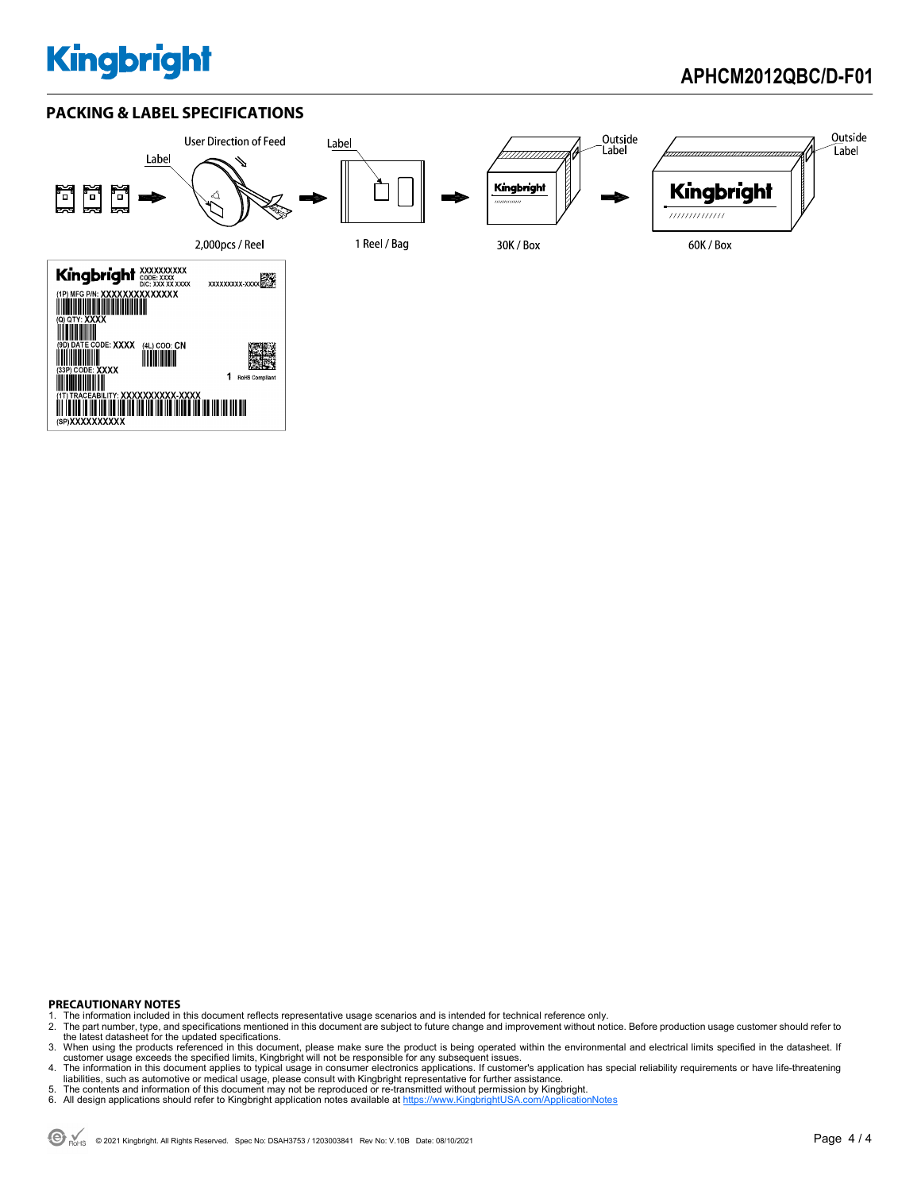## PACKING & LABEL SPECIFICATIONS

User Direction of Feed

Label

Label

Outside Label

Outside Label

2,000pcs / Reel

1 Reel / Bag

30K / Box

60K / Box

Kingbright XXXXXXXXXX CODE: XXXX D/C: XXX XX XXXX XXXXXXXXX-XXXX

(1P) MFG P/N: XXXXXXXXXXXXXX

(Q) QTY: XXXX

(9D) DATE CODE: XXXX (4L) COO: CN

(33P) CODE: XXXX

1 RoHS Compliant

(1T) TRACEABILITY: XXXXXXXXXX-XXXX

(SP)XXXXXXXXXX

### PRECAUTIONARY NOTES

1. The information included in this document reflects representative usage scenarios and is intended for technical reference only.
2. The part number, type, and specifications mentioned in this document are subject to future change and improvement without notice. Before production usage customer should refer to the latest datasheet for the updated specifications.
3. When using the products referenced in this document, please make sure the product is being operated within the environmental and electrical limits specified in the datasheet. If customer usage exceeds the specified limits, Kingbright will not be responsible for any subsequent issues.
4. The information in this document applies to typical usage in consumer electronics applications. If customer's application has special reliability requirements or have life-threatening liabilities, such as automotive or medical usage, please consult with Kingbright representative for further assistance.
5. The contents and information of this document may not be reproduced or re-transmitted without permission by Kingbright.
6. All design applications should refer to Kingbright application notes available at https://www.KingbrightUSA.com/ApplicationNotes

© 2021 Kingbright. All Rights Reserved. Spec No: DSAH3753 / 1203003841 Rev No: V.10B Date: 08/10/2021